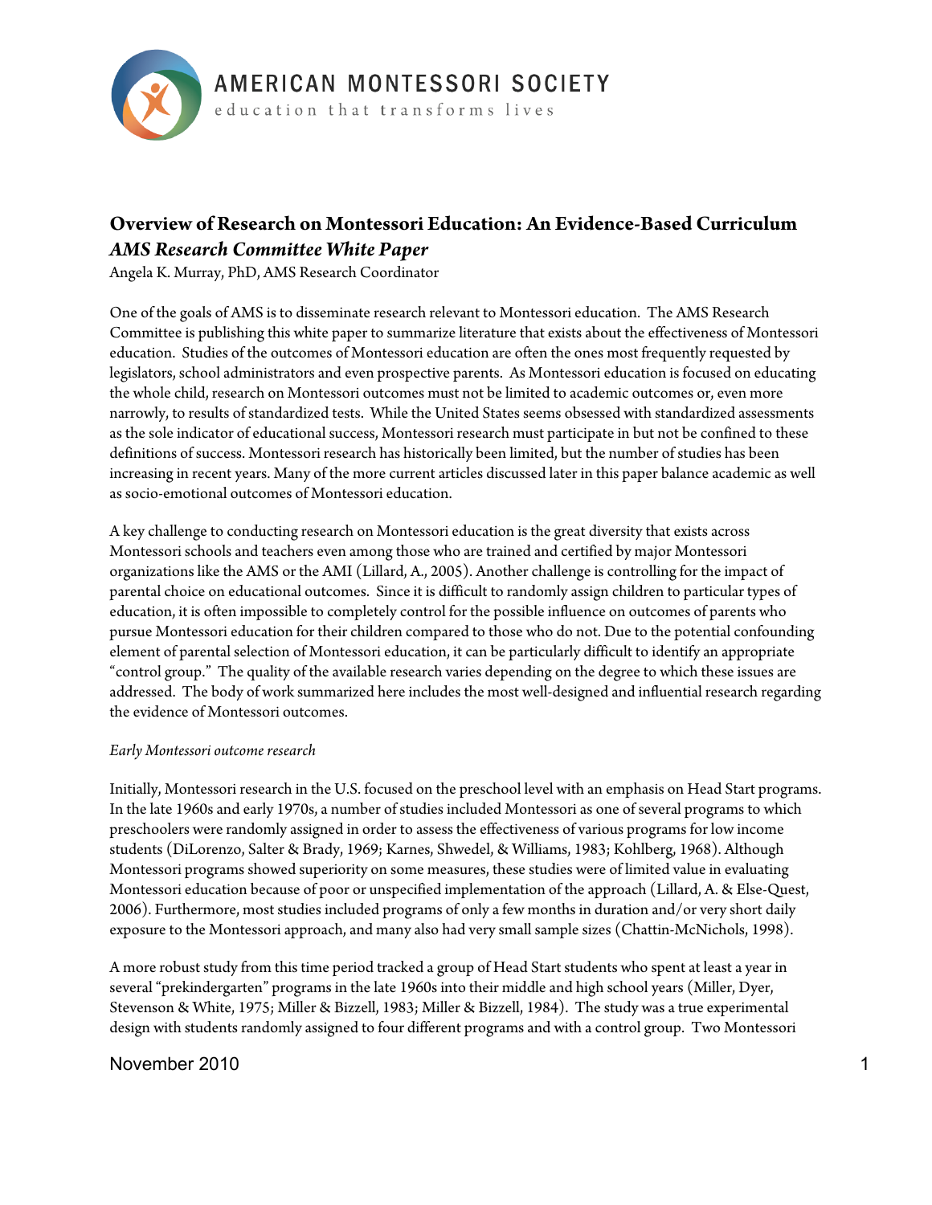AMERICAN MONTESSORI SOCIETY
education that transforms lives

# Overview of Research on Montessori Education: An Evidence-Based Curriculum

## *AMS Research Committee White Paper*

Angela K. Murray, PhD, AMS Research Coordinator

One of the goals of AMS is to disseminate research relevant to Montessori education. The AMS Research Committee is publishing this white paper to summarize literature that exists about the effectiveness of Montessori education. Studies of the outcomes of Montessori education are often the ones most frequently requested by legislators, school administrators and even prospective parents. As Montessori education is focused on educating the whole child, research on Montessori outcomes must not be limited to academic outcomes or, even more narrowly, to results of standardized tests. While the United States seems obsessed with standardized assessments as the sole indicator of educational success, Montessori research must participate in but not be confined to these definitions of success. Montessori research has historically been limited, but the number of studies has been increasing in recent years. Many of the more current articles discussed later in this paper balance academic as well as socio-emotional outcomes of Montessori education.

A key challenge to conducting research on Montessori education is the great diversity that exists across Montessori schools and teachers even among those who are trained and certified by major Montessori organizations like the AMS or the AMI (Lillard, A., 2005). Another challenge is controlling for the impact of parental choice on educational outcomes. Since it is difficult to randomly assign children to particular types of education, it is often impossible to completely control for the possible influence on outcomes of parents who pursue Montessori education for their children compared to those who do not. Due to the potential confounding element of parental selection of Montessori education, it can be particularly difficult to identify an appropriate "control group." The quality of the available research varies depending on the degree to which these issues are addressed. The body of work summarized here includes the most well-designed and influential research regarding the evidence of Montessori outcomes.

*Early Montessori outcome research*

Initially, Montessori research in the U.S. focused on the preschool level with an emphasis on Head Start programs. In the late 1960s and early 1970s, a number of studies included Montessori as one of several programs to which preschoolers were randomly assigned in order to assess the effectiveness of various programs for low income students (DiLorenzo, Salter & Brady, 1969; Karnes, Shwedel, & Williams, 1983; Kohlberg, 1968). Although Montessori programs showed superiority on some measures, these studies were of limited value in evaluating Montessori education because of poor or unspecified implementation of the approach (Lillard, A. & Else-Quest, 2006). Furthermore, most studies included programs of only a few months in duration and/or very short daily exposure to the Montessori approach, and many also had very small sample sizes (Chattin-McNichols, 1998).

A more robust study from this time period tracked a group of Head Start students who spent at least a year in several "prekindergarten" programs in the late 1960s into their middle and high school years (Miller, Dyer, Stevenson & White, 1975; Miller & Bizzell, 1983; Miller & Bizzell, 1984). The study was a true experimental design with students randomly assigned to four different programs and with a control group. Two Montessori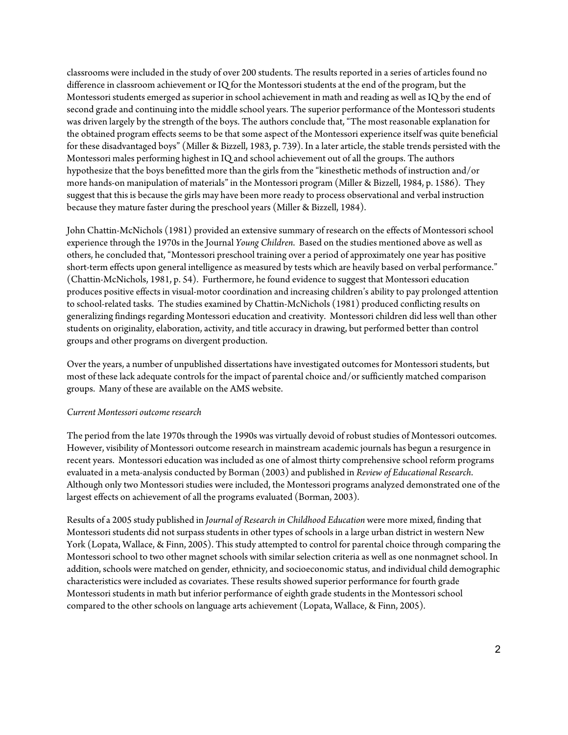classrooms were included in the study of over 200 students. The results reported in a series of articles found no difference in classroom achievement or IQ for the Montessori students at the end of the program, but the Montessori students emerged as superior in school achievement in math and reading as well as IQ by the end of second grade and continuing into the middle school years. The superior performance of the Montessori students was driven largely by the strength of the boys. The authors conclude that, "The most reasonable explanation for the obtained program effects seems to be that some aspect of the Montessori experience itself was quite beneficial for these disadvantaged boys" (Miller & Bizzell, 1983, p. 739). In a later article, the stable trends persisted with the Montessori males performing highest in IQ and school achievement out of all the groups. The authors hypothesize that the boys benefitted more than the girls from the "kinesthetic methods of instruction and/or more hands-on manipulation of materials" in the Montessori program (Miller & Bizzell, 1984, p. 1586). They suggest that this is because the girls may have been more ready to process observational and verbal instruction because they mature faster during the preschool years (Miller & Bizzell, 1984).

John Chattin-McNichols (1981) provided an extensive summary of research on the effects of Montessori school experience through the 1970s in the Journal *Young Children*. Based on the studies mentioned above as well as others, he concluded that, "Montessori preschool training over a period of approximately one year has positive short-term effects upon general intelligence as measured by tests which are heavily based on verbal performance." (Chattin-McNichols, 1981, p. 54). Furthermore, he found evidence to suggest that Montessori education produces positive effects in visual-motor coordination and increasing children's ability to pay prolonged attention to school-related tasks. The studies examined by Chattin-McNichols (1981) produced conflicting results on generalizing findings regarding Montessori education and creativity. Montessori children did less well than other students on originality, elaboration, activity, and title accuracy in drawing, but performed better than control groups and other programs on divergent production.

Over the years, a number of unpublished dissertations have investigated outcomes for Montessori students, but most of these lack adequate controls for the impact of parental choice and/or sufficiently matched comparison groups. Many of these are available on the AMS website.

*Current Montessori outcome research*

The period from the late 1970s through the 1990s was virtually devoid of robust studies of Montessori outcomes. However, visibility of Montessori outcome research in mainstream academic journals has begun a resurgence in recent years. Montessori education was included as one of almost thirty comprehensive school reform programs evaluated in a meta-analysis conducted by Borman (2003) and published in *Review of Educational Research*. Although only two Montessori studies were included, the Montessori programs analyzed demonstrated one of the largest effects on achievement of all the programs evaluated (Borman, 2003).

Results of a 2005 study published in *Journal of Research in Childhood Education* were more mixed, finding that Montessori students did not surpass students in other types of schools in a large urban district in western New York (Lopata, Wallace, & Finn, 2005). This study attempted to control for parental choice through comparing the Montessori school to two other magnet schools with similar selection criteria as well as one nonmagnet school. In addition, schools were matched on gender, ethnicity, and socioeconomic status, and individual child demographic characteristics were included as covariates. These results showed superior performance for fourth grade Montessori students in math but inferior performance of eighth grade students in the Montessori school compared to the other schools on language arts achievement (Lopata, Wallace, & Finn, 2005).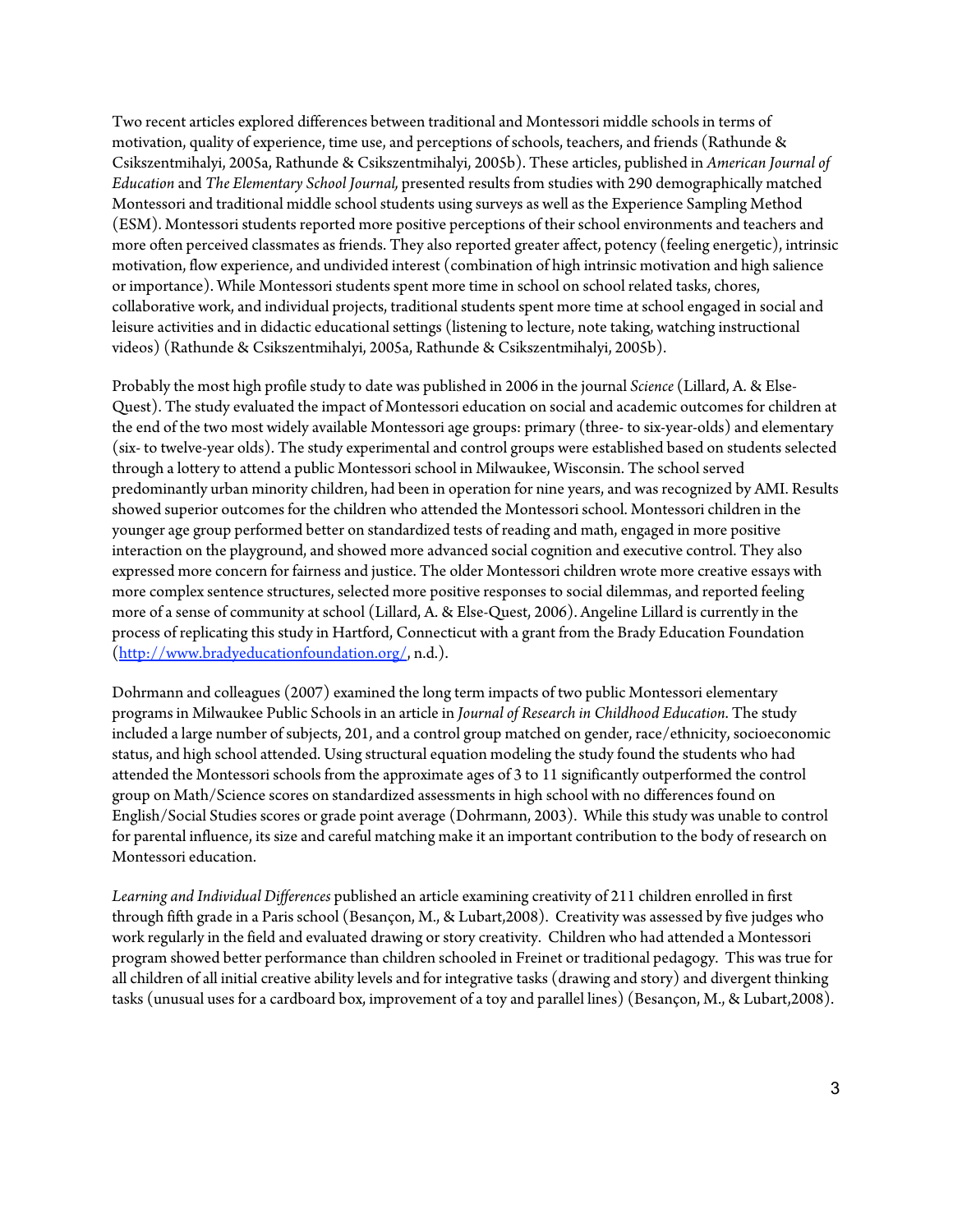Two recent articles explored differences between traditional and Montessori middle schools in terms of motivation, quality of experience, time use, and perceptions of schools, teachers, and friends (Rathunde & Csikszentmihalyi, 2005a, Rathunde & Csikszentmihalyi, 2005b). These articles, published in *American Journal of Education* and *The Elementary School Journal,* presented results from studies with 290 demographically matched Montessori and traditional middle school students using surveys as well as the Experience Sampling Method (ESM). Montessori students reported more positive perceptions of their school environments and teachers and more often perceived classmates as friends. They also reported greater affect, potency (feeling energetic), intrinsic motivation, flow experience, and undivided interest (combination of high intrinsic motivation and high salience or importance). While Montessori students spent more time in school on school related tasks, chores, collaborative work, and individual projects, traditional students spent more time at school engaged in social and leisure activities and in didactic educational settings (listening to lecture, note taking, watching instructional videos) (Rathunde & Csikszentmihalyi, 2005a, Rathunde & Csikszentmihalyi, 2005b).

Probably the most high profile study to date was published in 2006 in the journal *Science* (Lillard, A. & Else-Quest). The study evaluated the impact of Montessori education on social and academic outcomes for children at the end of the two most widely available Montessori age groups: primary (three- to six-year-olds) and elementary (six- to twelve-year olds). The study experimental and control groups were established based on students selected through a lottery to attend a public Montessori school in Milwaukee, Wisconsin. The school served predominantly urban minority children, had been in operation for nine years, and was recognized by AMI. Results showed superior outcomes for the children who attended the Montessori school. Montessori children in the younger age group performed better on standardized tests of reading and math, engaged in more positive interaction on the playground, and showed more advanced social cognition and executive control. They also expressed more concern for fairness and justice. The older Montessori children wrote more creative essays with more complex sentence structures, selected more positive responses to social dilemmas, and reported feeling more of a sense of community at school (Lillard, A. & Else-Quest, 2006). Angeline Lillard is currently in the process of replicating this study in Hartford, Connecticut with a grant from the Brady Education Foundation (http://www.bradyeducationfoundation.org/, n.d.).

Dohrmann and colleagues (2007) examined the long term impacts of two public Montessori elementary programs in Milwaukee Public Schools in an article in *Journal of Research in Childhood Education.* The study included a large number of subjects, 201, and a control group matched on gender, race/ethnicity, socioeconomic status, and high school attended. Using structural equation modeling the study found the students who had attended the Montessori schools from the approximate ages of 3 to 11 significantly outperformed the control group on Math/Science scores on standardized assessments in high school with no differences found on English/Social Studies scores or grade point average (Dohrmann, 2003). While this study was unable to control for parental influence, its size and careful matching make it an important contribution to the body of research on Montessori education.

*Learning and Individual Differences* published an article examining creativity of 211 children enrolled in first through fifth grade in a Paris school (Besançon, M., & Lubart,2008). Creativity was assessed by five judges who work regularly in the field and evaluated drawing or story creativity. Children who had attended a Montessori program showed better performance than children schooled in Freinet or traditional pedagogy. This was true for all children of all initial creative ability levels and for integrative tasks (drawing and story) and divergent thinking tasks (unusual uses for a cardboard box, improvement of a toy and parallel lines) (Besançon, M., & Lubart,2008).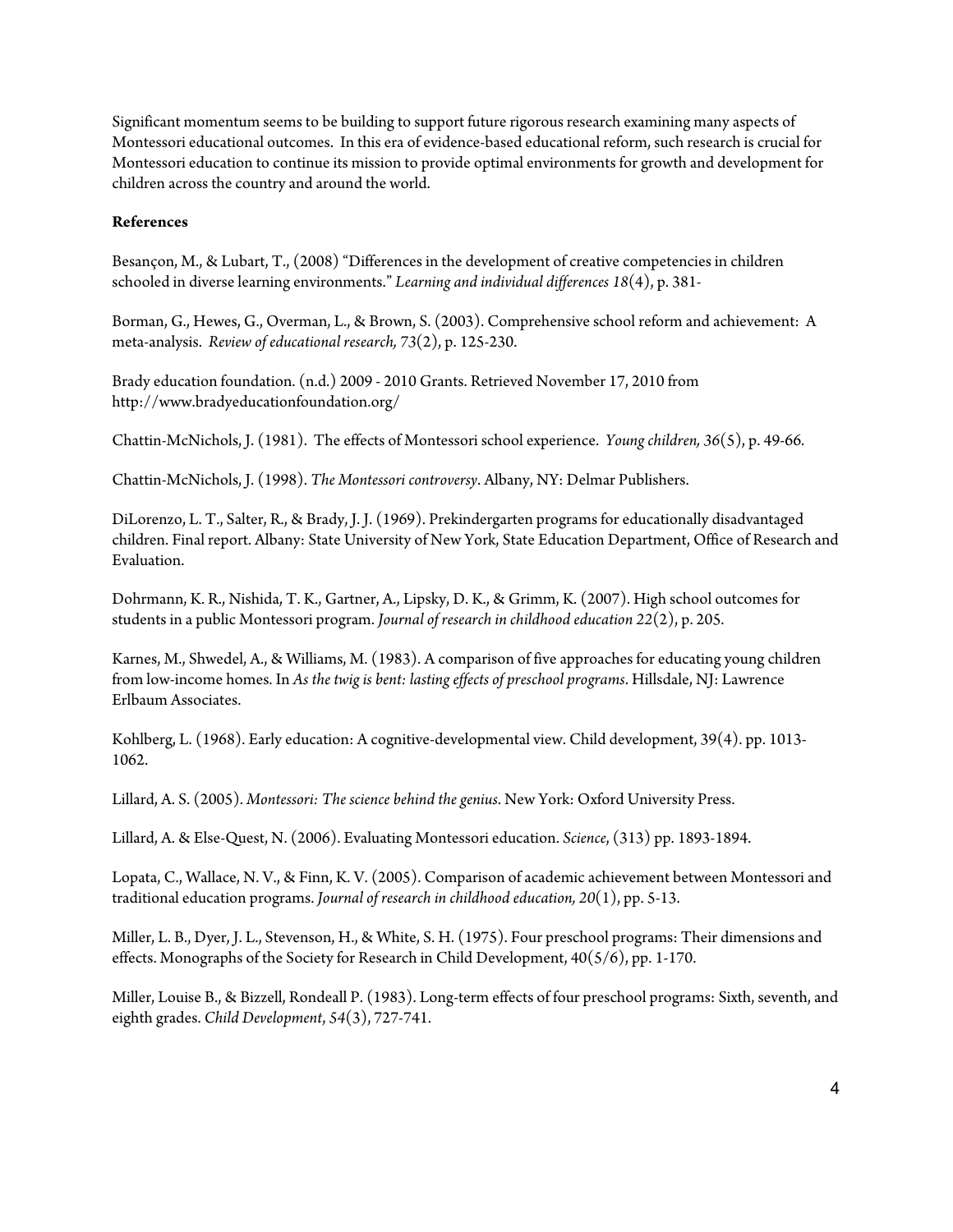Significant momentum seems to be building to support future rigorous research examining many aspects of Montessori educational outcomes. In this era of evidence-based educational reform, such research is crucial for Montessori education to continue its mission to provide optimal environments for growth and development for children across the country and around the world.

**References**

Besançon, M., & Lubart, T., (2008) "Differences in the development of creative competencies in children schooled in diverse learning environments." *Learning and individual differences 18*(4), p. 381-

Borman, G., Hewes, G., Overman, L., & Brown, S. (2003). Comprehensive school reform and achievement: A meta-analysis. *Review of educational research, 73*(2), p. 125-230.

Brady education foundation. (n.d.) 2009 - 2010 Grants. Retrieved November 17, 2010 from http://www.bradyeducationfoundation.org/

Chattin-McNichols, J. (1981). The effects of Montessori school experience. *Young children, 36*(5), p. 49-66.

Chattin-McNichols, J. (1998). *The Montessori controversy*. Albany, NY: Delmar Publishers.

DiLorenzo, L. T., Salter, R., & Brady, J. J. (1969). Prekindergarten programs for educationally disadvantaged children. Final report. Albany: State University of New York, State Education Department, Office of Research and Evaluation.

Dohrmann, K. R., Nishida, T. K., Gartner, A., Lipsky, D. K., & Grimm, K. (2007). High school outcomes for students in a public Montessori program. *Journal of research in childhood education 22*(2), p. 205.

Karnes, M., Shwedel, A., & Williams, M. (1983). A comparison of five approaches for educating young children from low-income homes. In *As the twig is bent: lasting effects of preschool programs*. Hillsdale, NJ: Lawrence Erlbaum Associates.

Kohlberg, L. (1968). Early education: A cognitive-developmental view. Child development, 39(4). pp. 1013-1062.

Lillard, A. S. (2005). *Montessori: The science behind the genius*. New York: Oxford University Press.

Lillard, A. & Else-Quest, N. (2006). Evaluating Montessori education. *Science*, (313) pp. 1893-1894.

Lopata, C., Wallace, N. V., & Finn, K. V. (2005). Comparison of academic achievement between Montessori and traditional education programs. *Journal of research in childhood education, 20*(1), pp. 5-13.

Miller, L. B., Dyer, J. L., Stevenson, H., & White, S. H. (1975). Four preschool programs: Their dimensions and effects. Monographs of the Society for Research in Child Development, 40(5/6), pp. 1-170.

Miller, Louise B., & Bizzell, Rondeall P. (1983). Long-term effects of four preschool programs: Sixth, seventh, and eighth grades. *Child Development*, *54*(3), 727-741.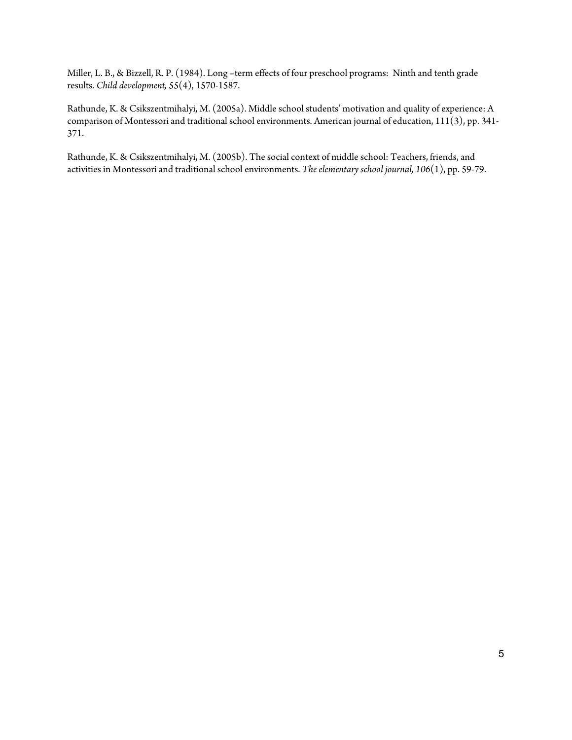Miller, L. B., & Bizzell, R. P. (1984). Long –term effects of four preschool programs: Ninth and tenth grade results. *Child development, 55*(4), 1570-1587.

Rathunde, K. & Csikszentmihalyi, M. (2005a). Middle school students' motivation and quality of experience: A comparison of Montessori and traditional school environments. American journal of education, 111(3), pp. 341-371.

Rathunde, K. & Csikszentmihalyi, M. (2005b). The social context of middle school: Teachers, friends, and activities in Montessori and traditional school environments. *The elementary school journal, 106*(1), pp. 59-79.